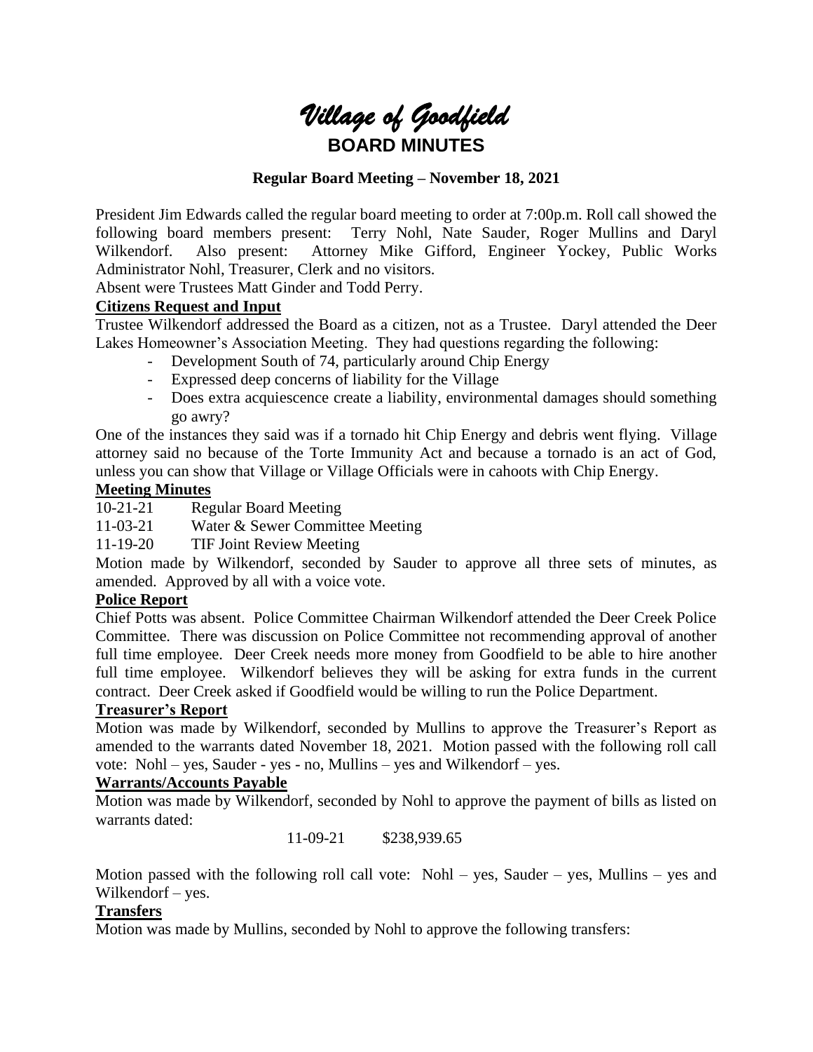# *Village of Goodfield*

## BOARD MINUTES

**Regular Board Meeting – November 18, 2021**

President Jim Edwards called the regular board meeting to order at 7:00p.m. Roll call showed the following board members present: Terry Nohl, Nate Sauder, Roger Mullins and Daryl Wilkendorf. Also present: Attorney Mike Gifford, Engineer Yockey, Public Works Administrator Nohl, Treasurer, Clerk and no visitors.

Absent were Trustees Matt Ginder and Todd Perry.

**Citizens Request and Input**

Trustee Wilkendorf addressed the Board as a citizen, not as a Trustee. Daryl attended the Deer Lakes Homeowner's Association Meeting. They had questions regarding the following:

- Development South of 74, particularly around Chip Energy
- Expressed deep concerns of liability for the Village
- Does extra acquiescence create a liability, environmental damages should something go awry?

One of the instances they said was if a tornado hit Chip Energy and debris went flying. Village attorney said no because of the Torte Immunity Act and because a tornado is an act of God, unless you can show that Village or Village Officials were in cahoots with Chip Energy.

**Meeting Minutes**

10-21-21 Regular Board Meeting

11-03-21 Water & Sewer Committee Meeting

11-19-20 TIF Joint Review Meeting

Motion made by Wilkendorf, seconded by Sauder to approve all three sets of minutes, as amended. Approved by all with a voice vote.

**Police Report**

Chief Potts was absent. Police Committee Chairman Wilkendorf attended the Deer Creek Police Committee. There was discussion on Police Committee not recommending approval of another full time employee. Deer Creek needs more money from Goodfield to be able to hire another full time employee. Wilkendorf believes they will be asking for extra funds in the current contract. Deer Creek asked if Goodfield would be willing to run the Police Department.

**Treasurer's Report**

Motion was made by Wilkendorf, seconded by Mullins to approve the Treasurer's Report as amended to the warrants dated November 18, 2021. Motion passed with the following roll call vote: Nohl – yes, Sauder - yes - no, Mullins – yes and Wilkendorf – yes.

**Warrants/Accounts Payable**

Motion was made by Wilkendorf, seconded by Nohl to approve the payment of bills as listed on warrants dated:

11-09-21 $238,939.65

Motion passed with the following roll call vote: Nohl – yes, Sauder – yes, Mullins – yes and Wilkendorf – yes.

**Transfers**

Motion was made by Mullins, seconded by Nohl to approve the following transfers: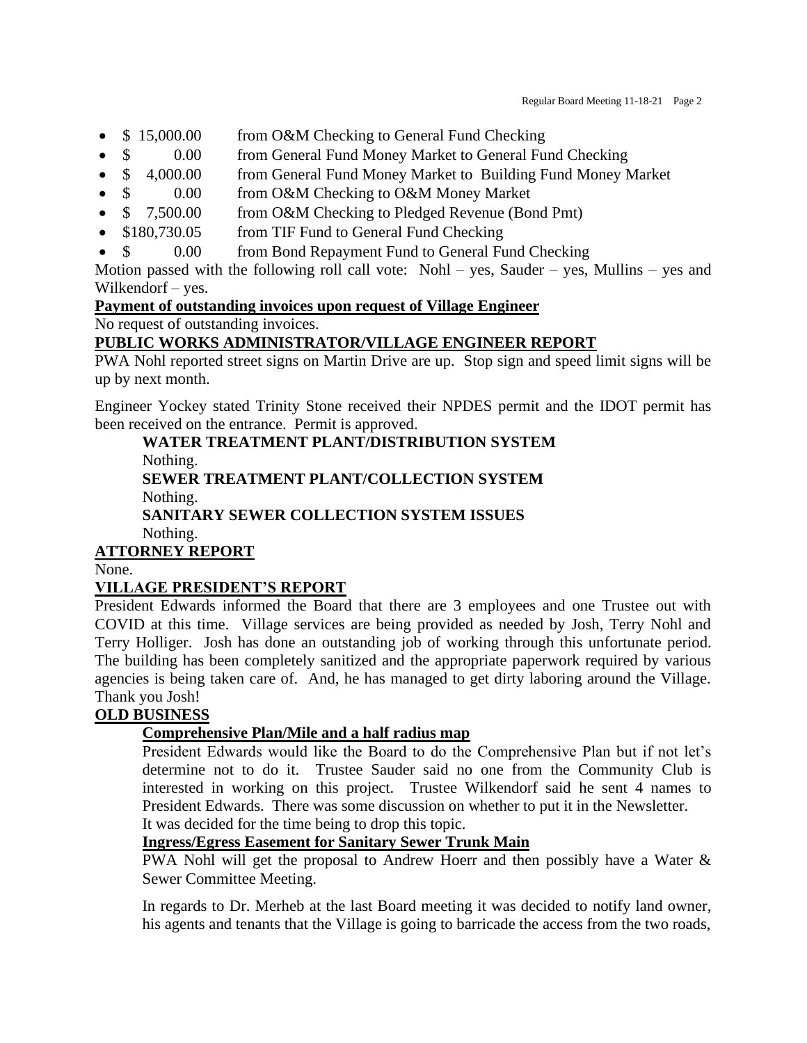- $ 15,000.00 from O&M Checking to General Fund Checking
- $ 0.00 from General Fund Money Market to General Fund Checking
- $ 4,000.00 from General Fund Money Market to Building Fund Money Market
- $ 0.00 from O&M Checking to O&M Money Market
- $ 7,500.00 from O&M Checking to Pledged Revenue (Bond Pmt)
- $180,730.05 from TIF Fund to General Fund Checking
- $ 0.00 from Bond Repayment Fund to General Fund Checking

Motion passed with the following roll call vote: Nohl – yes, Sauder – yes, Mullins – yes and Wilkendorf – yes.

**Payment of outstanding invoices upon request of Village Engineer**

No request of outstanding invoices.

## PUBLIC WORKS ADMINISTRATOR/VILLAGE ENGINEER REPORT

PWA Nohl reported street signs on Martin Drive are up. Stop sign and speed limit signs will be up by next month.

Engineer Yockey stated Trinity Stone received their NPDES permit and the IDOT permit has been received on the entrance. Permit is approved.

### WATER TREATMENT PLANT/DISTRIBUTION SYSTEM

Nothing.

### SEWER TREATMENT PLANT/COLLECTION SYSTEM

Nothing.

### SANITARY SEWER COLLECTION SYSTEM ISSUES

Nothing.

## ATTORNEY REPORT

None.

## VILLAGE PRESIDENT'S REPORT

President Edwards informed the Board that there are 3 employees and one Trustee out with COVID at this time. Village services are being provided as needed by Josh, Terry Nohl and Terry Holliger. Josh has done an outstanding job of working through this unfortunate period. The building has been completely sanitized and the appropriate paperwork required by various agencies is being taken care of. And, he has managed to get dirty laboring around the Village. Thank you Josh!

## OLD BUSINESS

**Comprehensive Plan/Mile and a half radius map**

President Edwards would like the Board to do the Comprehensive Plan but if not let's determine not to do it. Trustee Sauder said no one from the Community Club is interested in working on this project. Trustee Wilkendorf said he sent 4 names to President Edwards. There was some discussion on whether to put it in the Newsletter. It was decided for the time being to drop this topic.

**Ingress/Egress Easement for Sanitary Sewer Trunk Main**

PWA Nohl will get the proposal to Andrew Hoerr and then possibly have a Water & Sewer Committee Meeting.

In regards to Dr. Merheb at the last Board meeting it was decided to notify land owner, his agents and tenants that the Village is going to barricade the access from the two roads,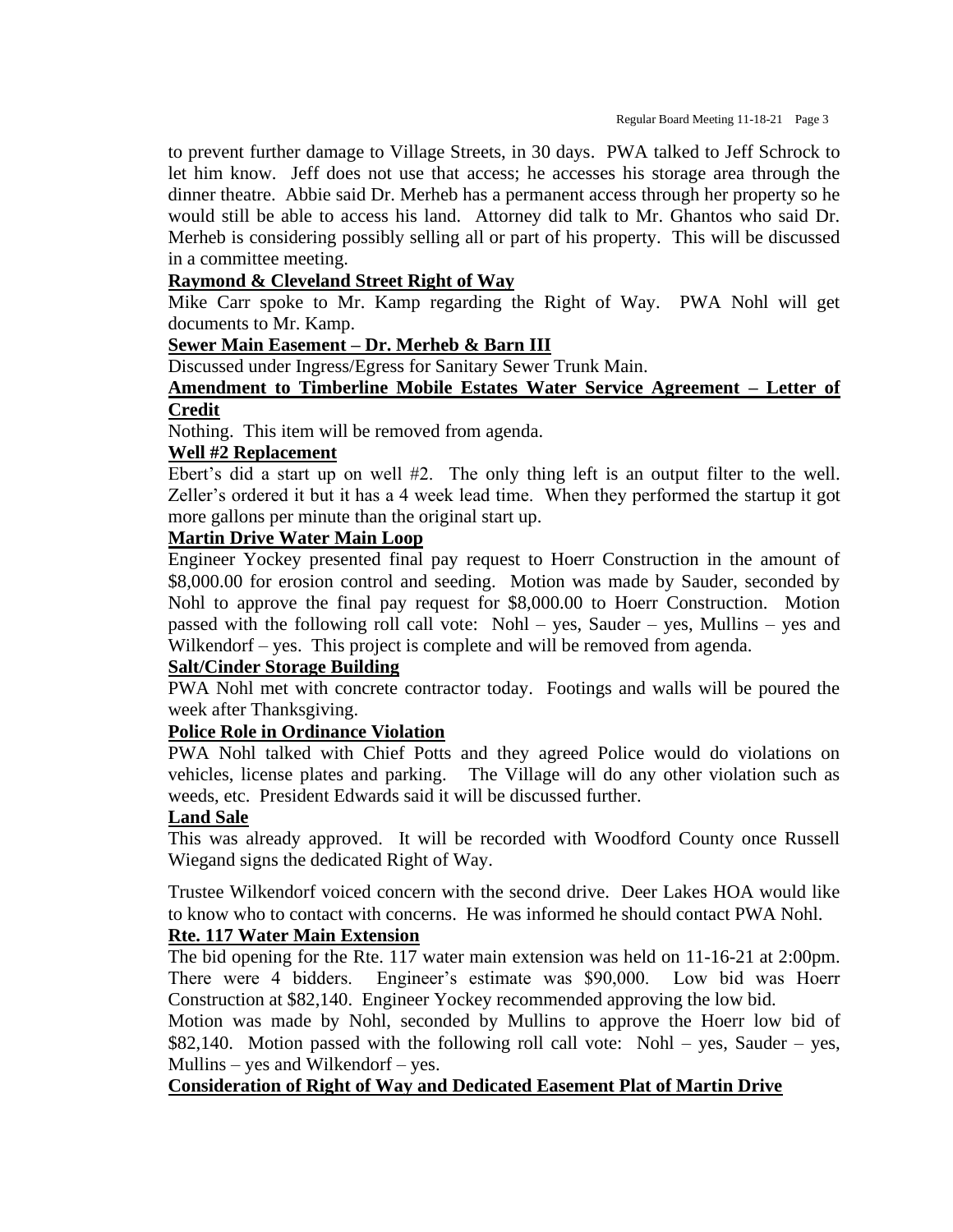to prevent further damage to Village Streets, in 30 days. PWA talked to Jeff Schrock to let him know. Jeff does not use that access; he accesses his storage area through the dinner theatre. Abbie said Dr. Merheb has a permanent access through her property so he would still be able to access his land. Attorney did talk to Mr. Ghantos who said Dr. Merheb is considering possibly selling all or part of his property. This will be discussed in a committee meeting.

**Raymond & Cleveland Street Right of Way**

Mike Carr spoke to Mr. Kamp regarding the Right of Way. PWA Nohl will get documents to Mr. Kamp.

**Sewer Main Easement – Dr. Merheb & Barn III**

Discussed under Ingress/Egress for Sanitary Sewer Trunk Main.

**Amendment to Timberline Mobile Estates Water Service Agreement – Letter of Credit**

Nothing. This item will be removed from agenda.

**Well #2 Replacement**

Ebert's did a start up on well #2. The only thing left is an output filter to the well. Zeller's ordered it but it has a 4 week lead time. When they performed the startup it got more gallons per minute than the original start up.

**Martin Drive Water Main Loop**

Engineer Yockey presented final pay request to Hoerr Construction in the amount of $8,000.00 for erosion control and seeding. Motion was made by Sauder, seconded by Nohl to approve the final pay request for $8,000.00 to Hoerr Construction. Motion passed with the following roll call vote: Nohl – yes, Sauder – yes, Mullins – yes and Wilkendorf – yes. This project is complete and will be removed from agenda.

**Salt/Cinder Storage Building**

PWA Nohl met with concrete contractor today. Footings and walls will be poured the week after Thanksgiving.

**Police Role in Ordinance Violation**

PWA Nohl talked with Chief Potts and they agreed Police would do violations on vehicles, license plates and parking. The Village will do any other violation such as weeds, etc. President Edwards said it will be discussed further.

**Land Sale**

This was already approved. It will be recorded with Woodford County once Russell Wiegand signs the dedicated Right of Way.

Trustee Wilkendorf voiced concern with the second drive. Deer Lakes HOA would like to know who to contact with concerns. He was informed he should contact PWA Nohl.

**Rte. 117 Water Main Extension**

The bid opening for the Rte. 117 water main extension was held on 11-16-21 at 2:00pm. There were 4 bidders. Engineer's estimate was $90,000. Low bid was Hoerr Construction at $82,140. Engineer Yockey recommended approving the low bid.

Motion was made by Nohl, seconded by Mullins to approve the Hoerr low bid of $82,140. Motion passed with the following roll call vote: Nohl – yes, Sauder – yes, Mullins – yes and Wilkendorf – yes.

**Consideration of Right of Way and Dedicated Easement Plat of Martin Drive**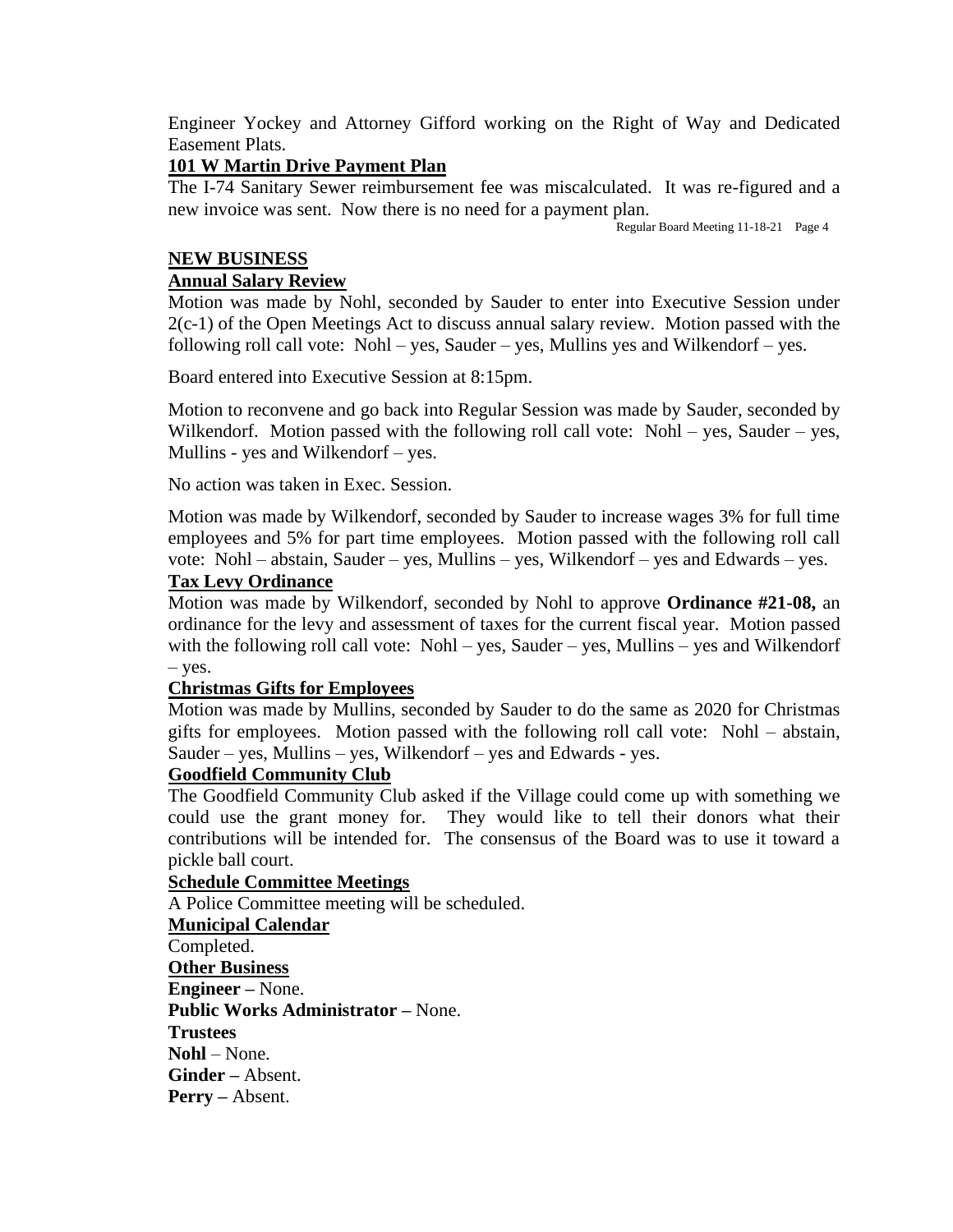Engineer Yockey and Attorney Gifford working on the Right of Way and Dedicated Easement Plats.

**101 W Martin Drive Payment Plan**

The I-74 Sanitary Sewer reimbursement fee was miscalculated. It was re-figured and a new invoice was sent. Now there is no need for a payment plan.

## NEW BUSINESS

**Annual Salary Review**

Motion was made by Nohl, seconded by Sauder to enter into Executive Session under 2(c-1) of the Open Meetings Act to discuss annual salary review. Motion passed with the following roll call vote: Nohl – yes, Sauder – yes, Mullins yes and Wilkendorf – yes.

Board entered into Executive Session at 8:15pm.

Motion to reconvene and go back into Regular Session was made by Sauder, seconded by Wilkendorf. Motion passed with the following roll call vote: Nohl – yes, Sauder – yes, Mullins - yes and Wilkendorf – yes.

No action was taken in Exec. Session.

Motion was made by Wilkendorf, seconded by Sauder to increase wages 3% for full time employees and 5% for part time employees. Motion passed with the following roll call vote: Nohl – abstain, Sauder – yes, Mullins – yes, Wilkendorf – yes and Edwards – yes.

**Tax Levy Ordinance**

Motion was made by Wilkendorf, seconded by Nohl to approve **Ordinance #21-08,** an ordinance for the levy and assessment of taxes for the current fiscal year. Motion passed with the following roll call vote: Nohl – yes, Sauder – yes, Mullins – yes and Wilkendorf – yes.

**Christmas Gifts for Employees**

Motion was made by Mullins, seconded by Sauder to do the same as 2020 for Christmas gifts for employees. Motion passed with the following roll call vote: Nohl – abstain, Sauder – yes, Mullins – yes, Wilkendorf – yes and Edwards - yes.

**Goodfield Community Club**

The Goodfield Community Club asked if the Village could come up with something we could use the grant money for. They would like to tell their donors what their contributions will be intended for. The consensus of the Board was to use it toward a pickle ball court.

**Schedule Committee Meetings**

A Police Committee meeting will be scheduled.

**Municipal Calendar**

Completed.

**Other Business**

**Engineer –** None.

**Public Works Administrator –** None.

**Trustees**

**Nohl** – None.

**Ginder –** Absent.

**Perry –** Absent.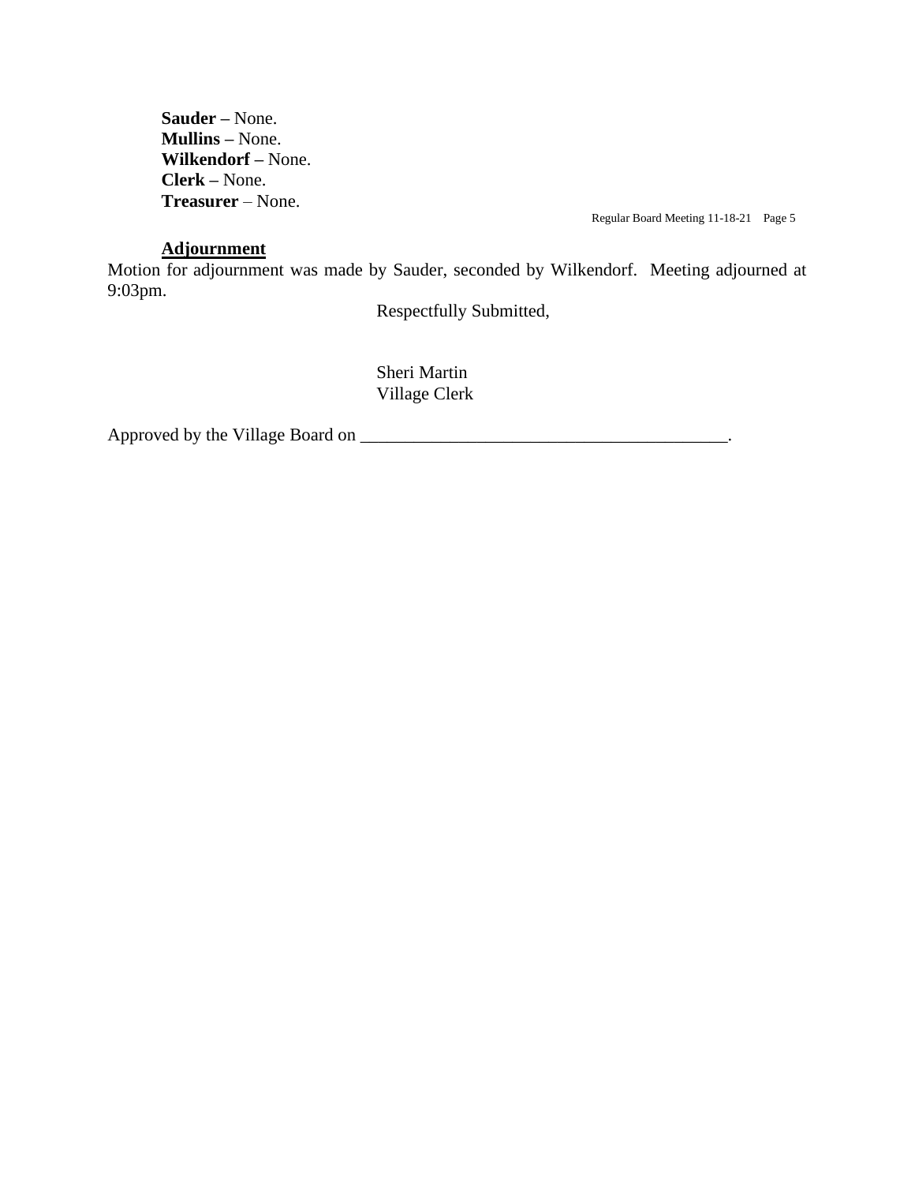**Sauder –** None.
**Mullins –** None.
**Wilkendorf –** None.
**Clerk –** None.
**Treasurer** – None.

**Adjournment**

Motion for adjournment was made by Sauder, seconded by Wilkendorf. Meeting adjourned at 9:03pm.

Respectfully Submitted,

Sheri Martin
Village Clerk

Approved by the Village Board on ________________________________________.